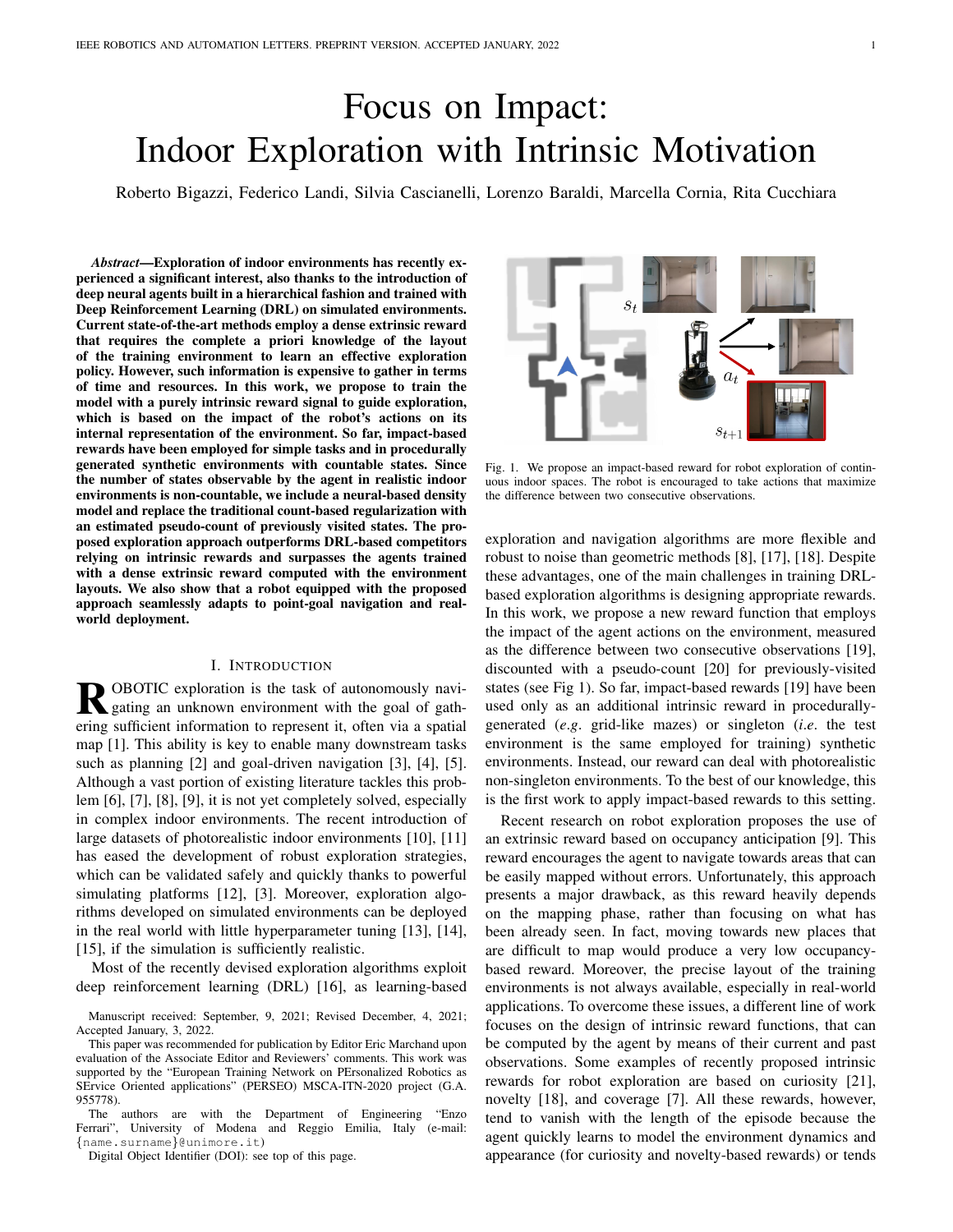# Focus on Impact: Indoor Exploration with Intrinsic Motivation

Roberto Bigazzi, Federico Landi, Silvia Cascianelli, Lorenzo Baraldi, Marcella Cornia, Rita Cucchiara

***Abstract*—Exploration of indoor environments has recently experienced a significant interest, also thanks to the introduction of deep neural agents built in a hierarchical fashion and trained with Deep Reinforcement Learning (DRL) on simulated environments. Current state-of-the-art methods employ a dense extrinsic reward that requires the complete a priori knowledge of the layout of the training environment to learn an effective exploration policy. However, such information is expensive to gather in terms of time and resources. In this work, we propose to train the model with a purely intrinsic reward signal to guide exploration, which is based on the impact of the robot's actions on its internal representation of the environment. So far, impact-based rewards have been employed for simple tasks and in procedurally generated synthetic environments with countable states. Since the number of states observable by the agent in realistic indoor environments is non-countable, we include a neural-based density model and replace the traditional count-based regularization with an estimated pseudo-count of previously visited states. The proposed exploration approach outperforms DRL-based competitors relying on intrinsic rewards and surpasses the agents trained with a dense extrinsic reward computed with the environment layouts. We also show that a robot equipped with the proposed approach seamlessly adapts to point-goal navigation and real-world deployment.**

## I. Introduction

Robotic exploration is the task of autonomously navigating an unknown environment with the goal of gathering sufficient information to represent it, often via a spatial map [1]. This ability is key to enable many downstream tasks such as planning [2] and goal-driven navigation [3], [4], [5]. Although a vast portion of existing literature tackles this problem [6], [7], [8], [9], it is not yet completely solved, especially in complex indoor environments. The recent introduction of large datasets of photorealistic indoor environments [10], [11] has eased the development of robust exploration strategies, which can be validated safely and quickly thanks to powerful simulating platforms [12], [3]. Moreover, exploration algorithms developed on simulated environments can be deployed in the real world with little hyperparameter tuning [13], [14], [15], if the simulation is sufficiently realistic.

Most of the recently devised exploration algorithms exploit deep reinforcement learning (DRL) [16], as learning-based exploration and navigation algorithms are more flexible and robust to noise than geometric methods [8], [17], [18]. Despite these advantages, one of the main challenges in training DRL-based exploration algorithms is designing appropriate rewards. In this work, we propose a new reward function that employs the impact of the agent actions on the environment, measured as the difference between two consecutive observations [19], discounted with a pseudo-count [20] for previously-visited states (see Fig 1). So far, impact-based rewards [19] have been used only as an additional intrinsic reward in procedurally-generated (*e.g.* grid-like mazes) or singleton (*i.e.* the test environment is the same employed for training) synthetic environments. Instead, our reward can deal with photorealistic non-singleton environments. To the best of our knowledge, this is the first work to apply impact-based rewards to this setting.

Recent research on robot exploration proposes the use of an extrinsic reward based on occupancy anticipation [9]. This reward encourages the agent to navigate towards areas that can be easily mapped without errors. Unfortunately, this approach presents a major drawback, as this reward heavily depends on the mapping phase, rather than focusing on what has been already seen. In fact, moving towards new places that are difficult to map would produce a very low occupancy-based reward. Moreover, the precise layout of the training environments is not always available, especially in real-world applications. To overcome these issues, a different line of work focuses on the design of intrinsic reward functions, that can be computed by the agent by means of their current and past observations. Some examples of recently proposed intrinsic rewards for robot exploration are based on curiosity [21], novelty [18], and coverage [7]. All these rewards, however, tend to vanish with the length of the episode because the agent quickly learns to model the environment dynamics and appearance (for curiosity and novelty-based rewards) or tends

Fig. 1. We propose an impact-based reward for robot exploration of continuous indoor spaces. The robot is encouraged to take actions that maximize the difference between two consecutive observations.

Manuscript received: September, 9, 2021; Revised December, 4, 2021; Accepted January, 3, 2022.

This paper was recommended for publication by Editor Eric Marchand upon evaluation of the Associate Editor and Reviewers' comments. This work was supported by the "European Training Network on PErsonalized Robotics as SErvice Oriented applications" (PERSEO) MSCA-ITN-2020 project (G.A. 955778).

The authors are with the Department of Engineering "Enzo Ferrari", University of Modena and Reggio Emilia, Italy (e-mail: {name.surname}@unimore.it)

Digital Object Identifier (DOI): see top of this page.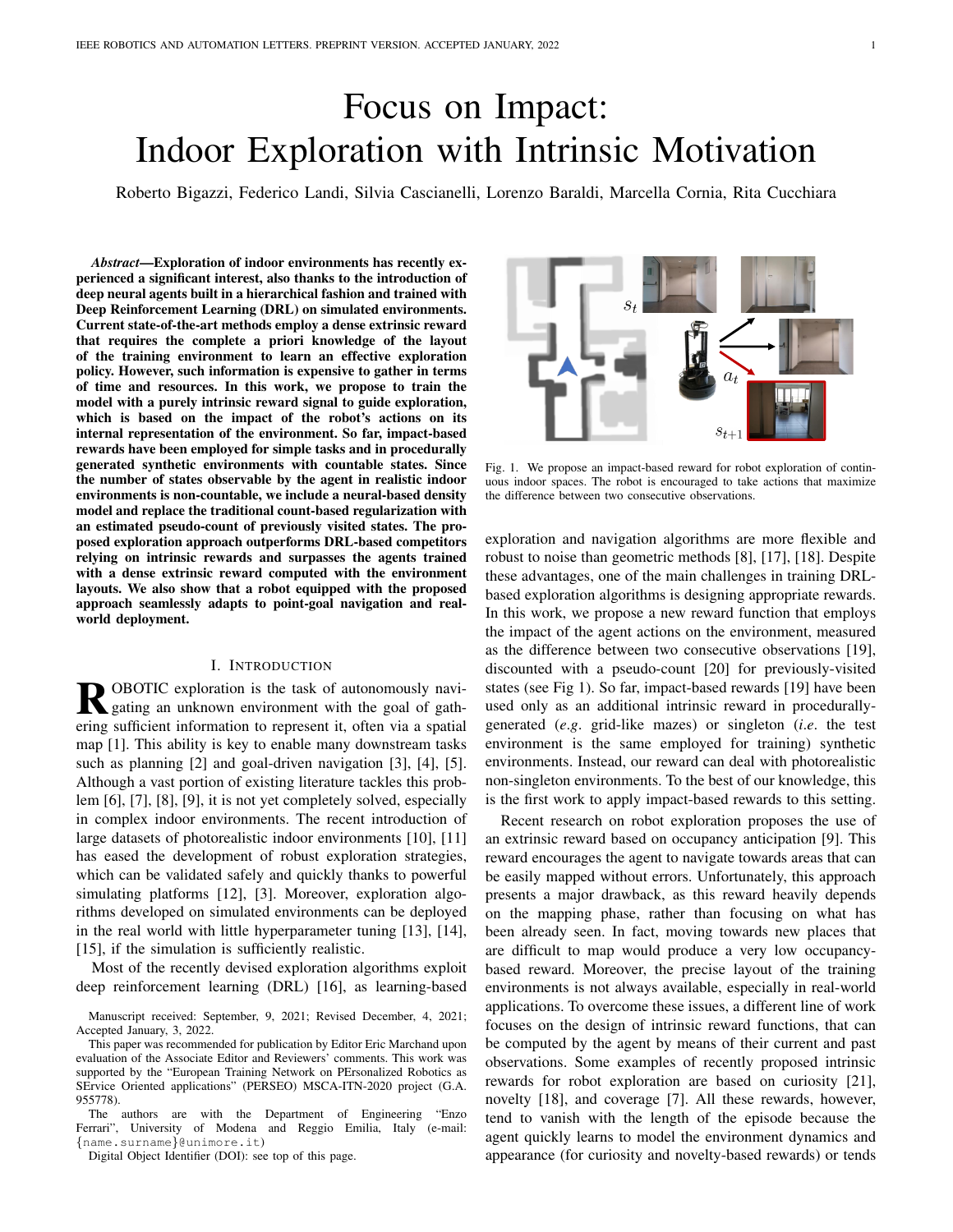# Focus on Impact: Indoor Exploration with Intrinsic Motivation

Roberto Bigazzi, Federico Landi, Silvia Cascianelli, Lorenzo Baraldi, Marcella Cornia, Rita Cucchiara

***Abstract*—Exploration of indoor environments has recently experienced a significant interest, also thanks to the introduction of deep neural agents built in a hierarchical fashion and trained with Deep Reinforcement Learning (DRL) on simulated environments. Current state-of-the-art methods employ a dense extrinsic reward that requires the complete a priori knowledge of the layout of the training environment to learn an effective exploration policy. However, such information is expensive to gather in terms of time and resources. In this work, we propose to train the model with a purely intrinsic reward signal to guide exploration, which is based on the impact of the robot's actions on its internal representation of the environment. So far, impact-based rewards have been employed for simple tasks and in procedurally generated synthetic environments with countable states. Since the number of states observable by the agent in realistic indoor environments is non-countable, we include a neural-based density model and replace the traditional count-based regularization with an estimated pseudo-count of previously visited states. The proposed exploration approach outperforms DRL-based competitors relying on intrinsic rewards and surpasses the agents trained with a dense extrinsic reward computed with the environment layouts. We also show that a robot equipped with the proposed approach seamlessly adapts to point-goal navigation and real-world deployment.**

## I. Introduction

Robotic exploration is the task of autonomously navigating an unknown environment with the goal of gathering sufficient information to represent it, often via a spatial map [1]. This ability is key to enable many downstream tasks such as planning [2] and goal-driven navigation [3], [4], [5]. Although a vast portion of existing literature tackles this problem [6], [7], [8], [9], it is not yet completely solved, especially in complex indoor environments. The recent introduction of large datasets of photorealistic indoor environments [10], [11] has eased the development of robust exploration strategies, which can be validated safely and quickly thanks to powerful simulating platforms [12], [3]. Moreover, exploration algorithms developed on simulated environments can be deployed in the real world with little hyperparameter tuning [13], [14], [15], if the simulation is sufficiently realistic.

Most of the recently devised exploration algorithms exploit deep reinforcement learning (DRL) [16], as learning-based exploration and navigation algorithms are more flexible and robust to noise than geometric methods [8], [17], [18]. Despite these advantages, one of the main challenges in training DRL-based exploration algorithms is designing appropriate rewards. In this work, we propose a new reward function that employs the impact of the agent actions on the environment, measured as the difference between two consecutive observations [19], discounted with a pseudo-count [20] for previously-visited states (see Fig 1). So far, impact-based rewards [19] have been used only as an additional intrinsic reward in procedurally-generated (*e.g.* grid-like mazes) or singleton (*i.e.* the test environment is the same employed for training) synthetic environments. Instead, our reward can deal with photorealistic non-singleton environments. To the best of our knowledge, this is the first work to apply impact-based rewards to this setting.

Fig. 1. We propose an impact-based reward for robot exploration of continuous indoor spaces. The robot is encouraged to take actions that maximize the difference between two consecutive observations.

Recent research on robot exploration proposes the use of an extrinsic reward based on occupancy anticipation [9]. This reward encourages the agent to navigate towards areas that can be easily mapped without errors. Unfortunately, this approach presents a major drawback, as this reward heavily depends on the mapping phase, rather than focusing on what has been already seen. In fact, moving towards new places that are difficult to map would produce a very low occupancy-based reward. Moreover, the precise layout of the training environments is not always available, especially in real-world applications. To overcome these issues, a different line of work focuses on the design of intrinsic reward functions, that can be computed by the agent by means of their current and past observations. Some examples of recently proposed intrinsic rewards for robot exploration are based on curiosity [21], novelty [18], and coverage [7]. All these rewards, however, tend to vanish with the length of the episode because the agent quickly learns to model the environment dynamics and appearance (for curiosity and novelty-based rewards) or tends

Manuscript received: September, 9, 2021; Revised December, 4, 2021; Accepted January, 3, 2022.

This paper was recommended for publication by Editor Eric Marchand upon evaluation of the Associate Editor and Reviewers' comments. This work was supported by the "European Training Network on PErsonalized Robotics as SErvice Oriented applications" (PERSEO) MSCA-ITN-2020 project (G.A. 955778).

The authors are with the Department of Engineering "Enzo Ferrari", University of Modena and Reggio Emilia, Italy (e-mail: {name.surname}@unimore.it)

Digital Object Identifier (DOI): see top of this page.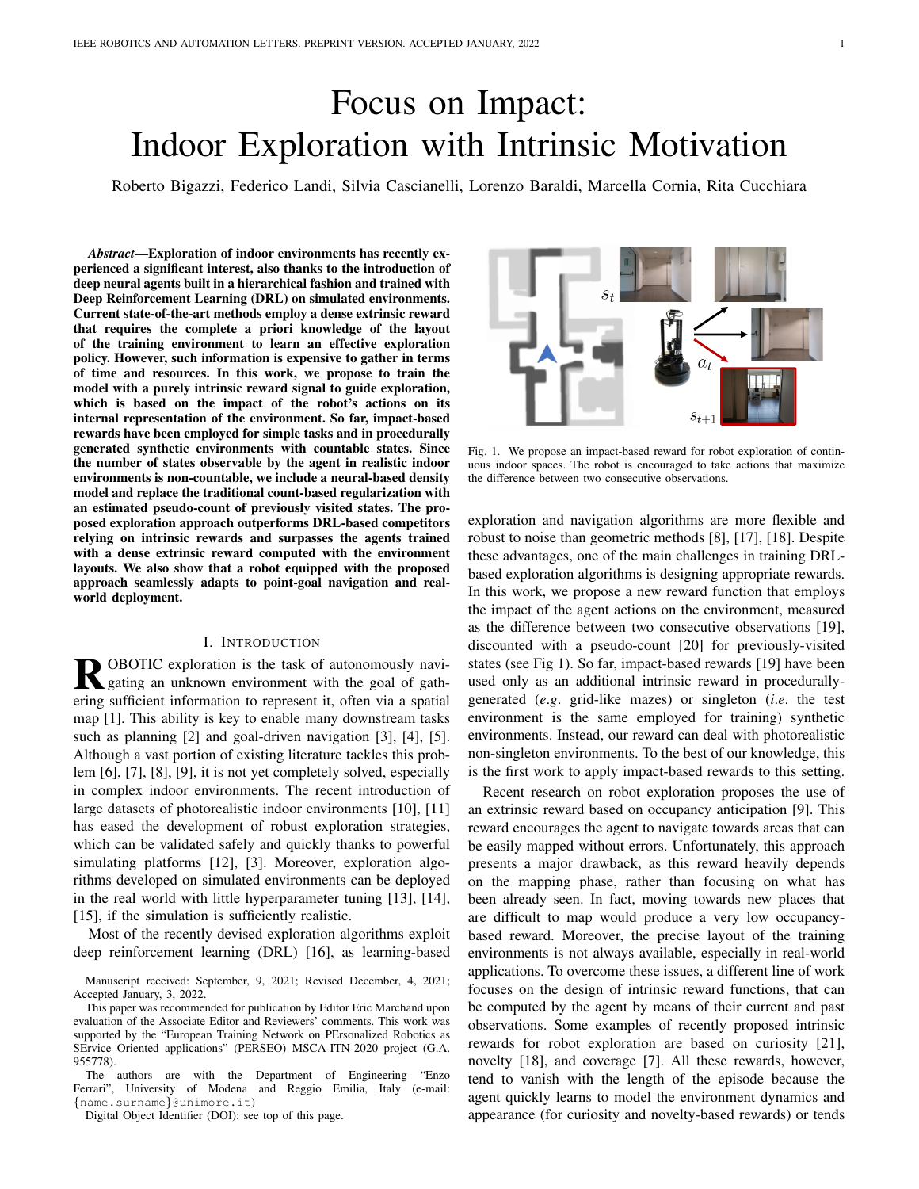# Focus on Impact: Indoor Exploration with Intrinsic Motivation

Roberto Bigazzi, Federico Landi, Silvia Cascianelli, Lorenzo Baraldi, Marcella Cornia, Rita Cucchiara

***Abstract*—Exploration of indoor environments has recently experienced a significant interest, also thanks to the introduction of deep neural agents built in a hierarchical fashion and trained with Deep Reinforcement Learning (DRL) on simulated environments. Current state-of-the-art methods employ a dense extrinsic reward that requires the complete a priori knowledge of the layout of the training environment to learn an effective exploration policy. However, such information is expensive to gather in terms of time and resources. In this work, we propose to train the model with a purely intrinsic reward signal to guide exploration, which is based on the impact of the robot's actions on its internal representation of the environment. So far, impact-based rewards have been employed for simple tasks and in procedurally generated synthetic environments with countable states. Since the number of states observable by the agent in realistic indoor environments is non-countable, we include a neural-based density model and replace the traditional count-based regularization with an estimated pseudo-count of previously visited states. The proposed exploration approach outperforms DRL-based competitors relying on intrinsic rewards and surpasses the agents trained with a dense extrinsic reward computed with the environment layouts. We also show that a robot equipped with the proposed approach seamlessly adapts to point-goal navigation and real-world deployment.**

Fig. 1. We propose an impact-based reward for robot exploration of continuous indoor spaces. The robot is encouraged to take actions that maximize the difference between two consecutive observations.

## I. Introduction

Robotic exploration is the task of autonomously navigating an unknown environment with the goal of gathering sufficient information to represent it, often via a spatial map [1]. This ability is key to enable many downstream tasks such as planning [2] and goal-driven navigation [3], [4], [5]. Although a vast portion of existing literature tackles this problem [6], [7], [8], [9], it is not yet completely solved, especially in complex indoor environments. The recent introduction of large datasets of photorealistic indoor environments [10], [11] has eased the development of robust exploration strategies, which can be validated safely and quickly thanks to powerful simulating platforms [12], [3]. Moreover, exploration algorithms developed on simulated environments can be deployed in the real world with little hyperparameter tuning [13], [14], [15], if the simulation is sufficiently realistic.

Most of the recently devised exploration algorithms exploit deep reinforcement learning (DRL) [16], as learning-based exploration and navigation algorithms are more flexible and robust to noise than geometric methods [8], [17], [18]. Despite these advantages, one of the main challenges in training DRL-based exploration algorithms is designing appropriate rewards. In this work, we propose a new reward function that employs the impact of the agent actions on the environment, measured as the difference between two consecutive observations [19], discounted with a pseudo-count [20] for previously-visited states (see Fig 1). So far, impact-based rewards [19] have been used only as an additional intrinsic reward in procedurally-generated (*e.g.* grid-like mazes) or singleton (*i.e.* the test environment is the same employed for training) synthetic environments. Instead, our reward can deal with photorealistic non-singleton environments. To the best of our knowledge, this is the first work to apply impact-based rewards to this setting.

Recent research on robot exploration proposes the use of an extrinsic reward based on occupancy anticipation [9]. This reward encourages the agent to navigate towards areas that can be easily mapped without errors. Unfortunately, this approach presents a major drawback, as this reward heavily depends on the mapping phase, rather than focusing on what has been already seen. In fact, moving towards new places that are difficult to map would produce a very low occupancy-based reward. Moreover, the precise layout of the training environments is not always available, especially in real-world applications. To overcome these issues, a different line of work focuses on the design of intrinsic reward functions, that can be computed by the agent by means of their current and past observations. Some examples of recently proposed intrinsic rewards for robot exploration are based on curiosity [21], novelty [18], and coverage [7]. All these rewards, however, tend to vanish with the length of the episode because the agent quickly learns to model the environment dynamics and appearance (for curiosity and novelty-based rewards) or tends

Manuscript received: September, 9, 2021; Revised December, 4, 2021; Accepted January, 3, 2022.

This paper was recommended for publication by Editor Eric Marchand upon evaluation of the Associate Editor and Reviewers' comments. This work was supported by the "European Training Network on PErsonalized Robotics as SErvice Oriented applications" (PERSEO) MSCA-ITN-2020 project (G.A. 955778).

The authors are with the Department of Engineering "Enzo Ferrari", University of Modena and Reggio Emilia, Italy (e-mail: {name.surname}@unimore.it)

Digital Object Identifier (DOI): see top of this page.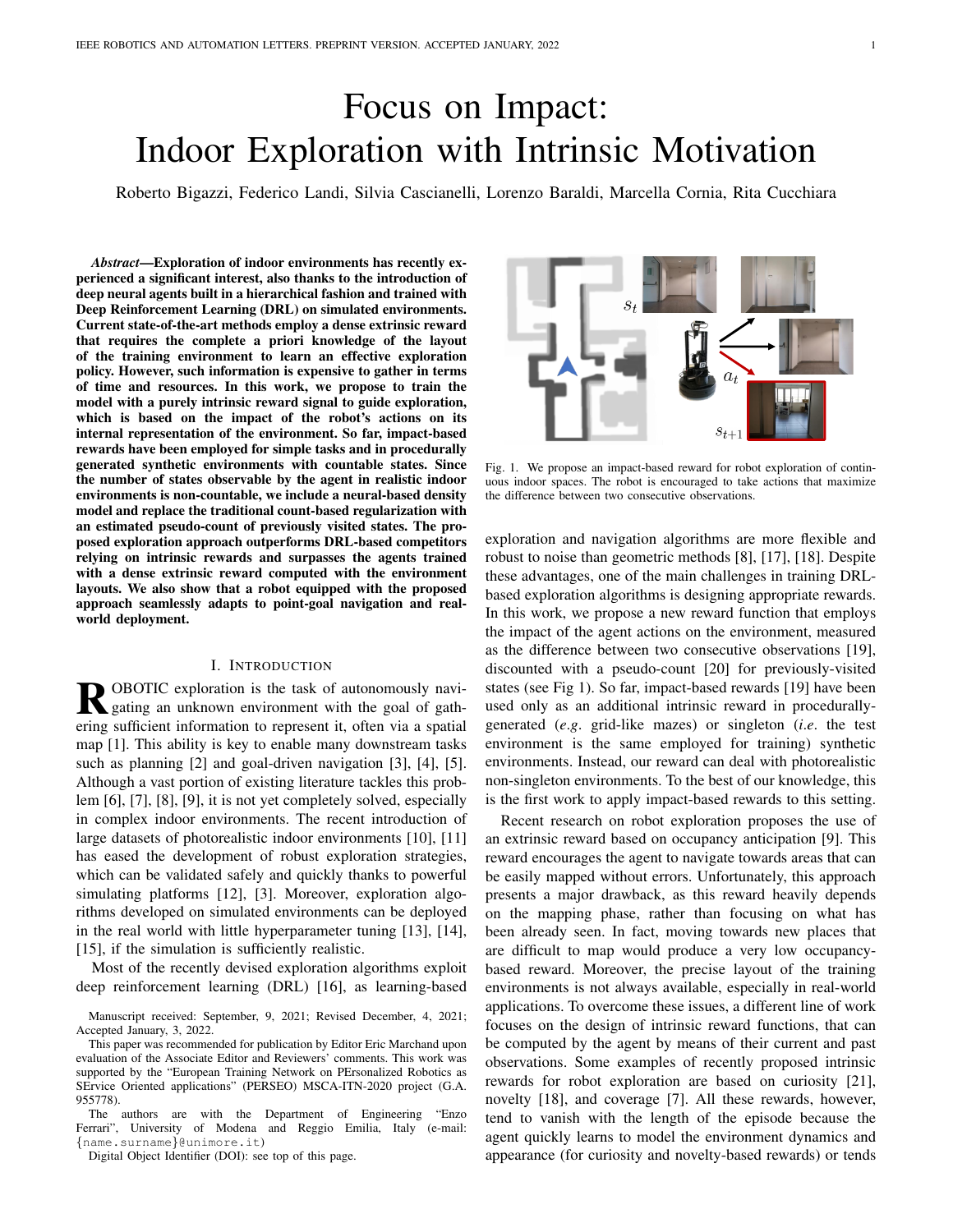# Focus on Impact: Indoor Exploration with Intrinsic Motivation

Roberto Bigazzi, Federico Landi, Silvia Cascianelli, Lorenzo Baraldi, Marcella Cornia, Rita Cucchiara

***Abstract*—Exploration of indoor environments has recently experienced a significant interest, also thanks to the introduction of deep neural agents built in a hierarchical fashion and trained with Deep Reinforcement Learning (DRL) on simulated environments. Current state-of-the-art methods employ a dense extrinsic reward that requires the complete a priori knowledge of the layout of the training environment to learn an effective exploration policy. However, such information is expensive to gather in terms of time and resources. In this work, we propose to train the model with a purely intrinsic reward signal to guide exploration, which is based on the impact of the robot's actions on its internal representation of the environment. So far, impact-based rewards have been employed for simple tasks and in procedurally generated synthetic environments with countable states. Since the number of states observable by the agent in realistic indoor environments is non-countable, we include a neural-based density model and replace the traditional count-based regularization with an estimated pseudo-count of previously visited states. The proposed exploration approach outperforms DRL-based competitors relying on intrinsic rewards and surpasses the agents trained with a dense extrinsic reward computed with the environment layouts. We also show that a robot equipped with the proposed approach seamlessly adapts to point-goal navigation and real-world deployment.**

Fig. 1. We propose an impact-based reward for robot exploration of continuous indoor spaces. The robot is encouraged to take actions that maximize the difference between two consecutive observations.

## I. Introduction

Robotic exploration is the task of autonomously navigating an unknown environment with the goal of gathering sufficient information to represent it, often via a spatial map [1]. This ability is key to enable many downstream tasks such as planning [2] and goal-driven navigation [3], [4], [5]. Although a vast portion of existing literature tackles this problem [6], [7], [8], [9], it is not yet completely solved, especially in complex indoor environments. The recent introduction of large datasets of photorealistic indoor environments [10], [11] has eased the development of robust exploration strategies, which can be validated safely and quickly thanks to powerful simulating platforms [12], [3]. Moreover, exploration algorithms developed on simulated environments can be deployed in the real world with little hyperparameter tuning [13], [14], [15], if the simulation is sufficiently realistic.

Most of the recently devised exploration algorithms exploit deep reinforcement learning (DRL) [16], as learning-based exploration and navigation algorithms are more flexible and robust to noise than geometric methods [8], [17], [18]. Despite these advantages, one of the main challenges in training DRL-based exploration algorithms is designing appropriate rewards. In this work, we propose a new reward function that employs the impact of the agent actions on the environment, measured as the difference between two consecutive observations [19], discounted with a pseudo-count [20] for previously-visited states (see Fig 1). So far, impact-based rewards [19] have been used only as an additional intrinsic reward in procedurally-generated (*e.g*. grid-like mazes) or singleton (*i.e*. the test environment is the same employed for training) synthetic environments. Instead, our reward can deal with photorealistic non-singleton environments. To the best of our knowledge, this is the first work to apply impact-based rewards to this setting.

Recent research on robot exploration proposes the use of an extrinsic reward based on occupancy anticipation [9]. This reward encourages the agent to navigate towards areas that can be easily mapped without errors. Unfortunately, this approach presents a major drawback, as this reward heavily depends on the mapping phase, rather than focusing on what has been already seen. In fact, moving towards new places that are difficult to map would produce a very low occupancy-based reward. Moreover, the precise layout of the training environments is not always available, especially in real-world applications. To overcome these issues, a different line of work focuses on the design of intrinsic reward functions, that can be computed by the agent by means of their current and past observations. Some examples of recently proposed intrinsic rewards for robot exploration are based on curiosity [21], novelty [18], and coverage [7]. All these rewards, however, tend to vanish with the length of the episode because the agent quickly learns to model the environment dynamics and appearance (for curiosity and novelty-based rewards) or tends

Manuscript received: September, 9, 2021; Revised December, 4, 2021; Accepted January, 3, 2022.

This paper was recommended for publication by Editor Eric Marchand upon evaluation of the Associate Editor and Reviewers' comments. This work was supported by the "European Training Network on PErsonalized Robotics as SErvice Oriented applications" (PERSEO) MSCA-ITN-2020 project (G.A. 955778).

The authors are with the Department of Engineering "Enzo Ferrari", University of Modena and Reggio Emilia, Italy (e-mail: {name.surname}@unimore.it)

Digital Object Identifier (DOI): see top of this page.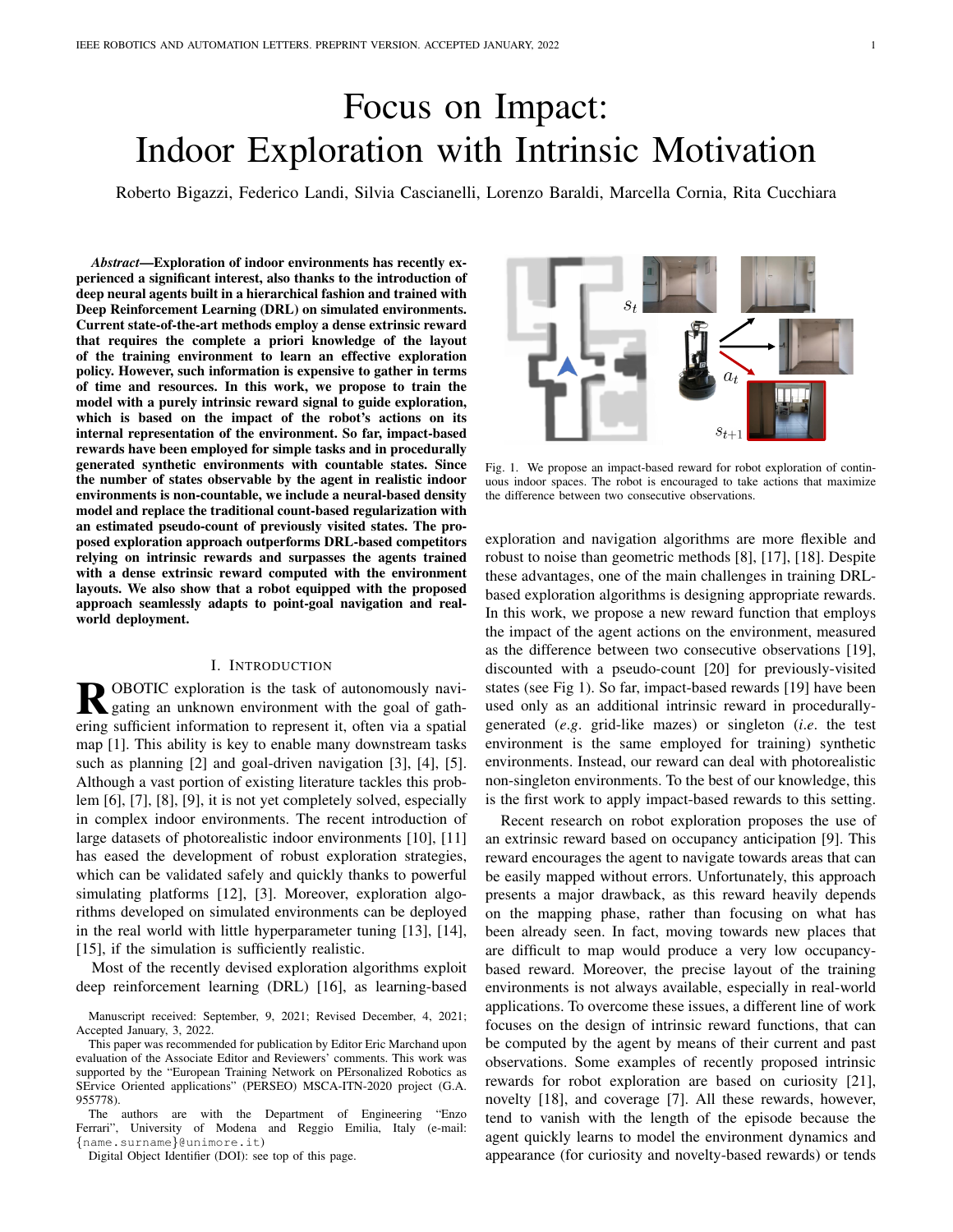# Focus on Impact: Indoor Exploration with Intrinsic Motivation

Roberto Bigazzi, Federico Landi, Silvia Cascianelli, Lorenzo Baraldi, Marcella Cornia, Rita Cucchiara

***Abstract*—Exploration of indoor environments has recently experienced a significant interest, also thanks to the introduction of deep neural agents built in a hierarchical fashion and trained with Deep Reinforcement Learning (DRL) on simulated environments. Current state-of-the-art methods employ a dense extrinsic reward that requires the complete a priori knowledge of the layout of the training environment to learn an effective exploration policy. However, such information is expensive to gather in terms of time and resources. In this work, we propose to train the model with a purely intrinsic reward signal to guide exploration, which is based on the impact of the robot's actions on its internal representation of the environment. So far, impact-based rewards have been employed for simple tasks and in procedurally generated synthetic environments with countable states. Since the number of states observable by the agent in realistic indoor environments is non-countable, we include a neural-based density model and replace the traditional count-based regularization with an estimated pseudo-count of previously visited states. The proposed exploration approach outperforms DRL-based competitors relying on intrinsic rewards and surpasses the agents trained with a dense extrinsic reward computed with the environment layouts. We also show that a robot equipped with the proposed approach seamlessly adapts to point-goal navigation and real-world deployment.**

Fig. 1. We propose an impact-based reward for robot exploration of continuous indoor spaces. The robot is encouraged to take actions that maximize the difference between two consecutive observations.

## I. Introduction

Robotic exploration is the task of autonomously navigating an unknown environment with the goal of gathering sufficient information to represent it, often via a spatial map [1]. This ability is key to enable many downstream tasks such as planning [2] and goal-driven navigation [3], [4], [5]. Although a vast portion of existing literature tackles this problem [6], [7], [8], [9], it is not yet completely solved, especially in complex indoor environments. The recent introduction of large datasets of photorealistic indoor environments [10], [11] has eased the development of robust exploration strategies, which can be validated safely and quickly thanks to powerful simulating platforms [12], [3]. Moreover, exploration algorithms developed on simulated environments can be deployed in the real world with little hyperparameter tuning [13], [14], [15], if the simulation is sufficiently realistic.

Most of the recently devised exploration algorithms exploit deep reinforcement learning (DRL) [16], as learning-based exploration and navigation algorithms are more flexible and robust to noise than geometric methods [8], [17], [18]. Despite these advantages, one of the main challenges in training DRL-based exploration algorithms is designing appropriate rewards. In this work, we propose a new reward function that employs the impact of the agent actions on the environment, measured as the difference between two consecutive observations [19], discounted with a pseudo-count [20] for previously-visited states (see Fig 1). So far, impact-based rewards [19] have been used only as an additional intrinsic reward in procedurally-generated (*e.g.* grid-like mazes) or singleton (*i.e.* the test environment is the same employed for training) synthetic environments. Instead, our reward can deal with photorealistic non-singleton environments. To the best of our knowledge, this is the first work to apply impact-based rewards to this setting.

Recent research on robot exploration proposes the use of an extrinsic reward based on occupancy anticipation [9]. This reward encourages the agent to navigate towards areas that can be easily mapped without errors. Unfortunately, this approach presents a major drawback, as this reward heavily depends on the mapping phase, rather than focusing on what has been already seen. In fact, moving towards new places that are difficult to map would produce a very low occupancy-based reward. Moreover, the precise layout of the training environments is not always available, especially in real-world applications. To overcome these issues, a different line of work focuses on the design of intrinsic reward functions, that can be computed by the agent by means of their current and past observations. Some examples of recently proposed intrinsic rewards for robot exploration are based on curiosity [21], novelty [18], and coverage [7]. All these rewards, however, tend to vanish with the length of the episode because the agent quickly learns to model the environment dynamics and appearance (for curiosity and novelty-based rewards) or tends

Manuscript received: September, 9, 2021; Revised December, 4, 2021; Accepted January, 3, 2022.

This paper was recommended for publication by Editor Eric Marchand upon evaluation of the Associate Editor and Reviewers' comments. This work was supported by the "European Training Network on PErsonalized Robotics as SErvice Oriented applications" (PERSEO) MSCA-ITN-2020 project (G.A. 955778).

The authors are with the Department of Engineering "Enzo Ferrari", University of Modena and Reggio Emilia, Italy (e-mail: {name.surname}@unimore.it)

Digital Object Identifier (DOI): see top of this page.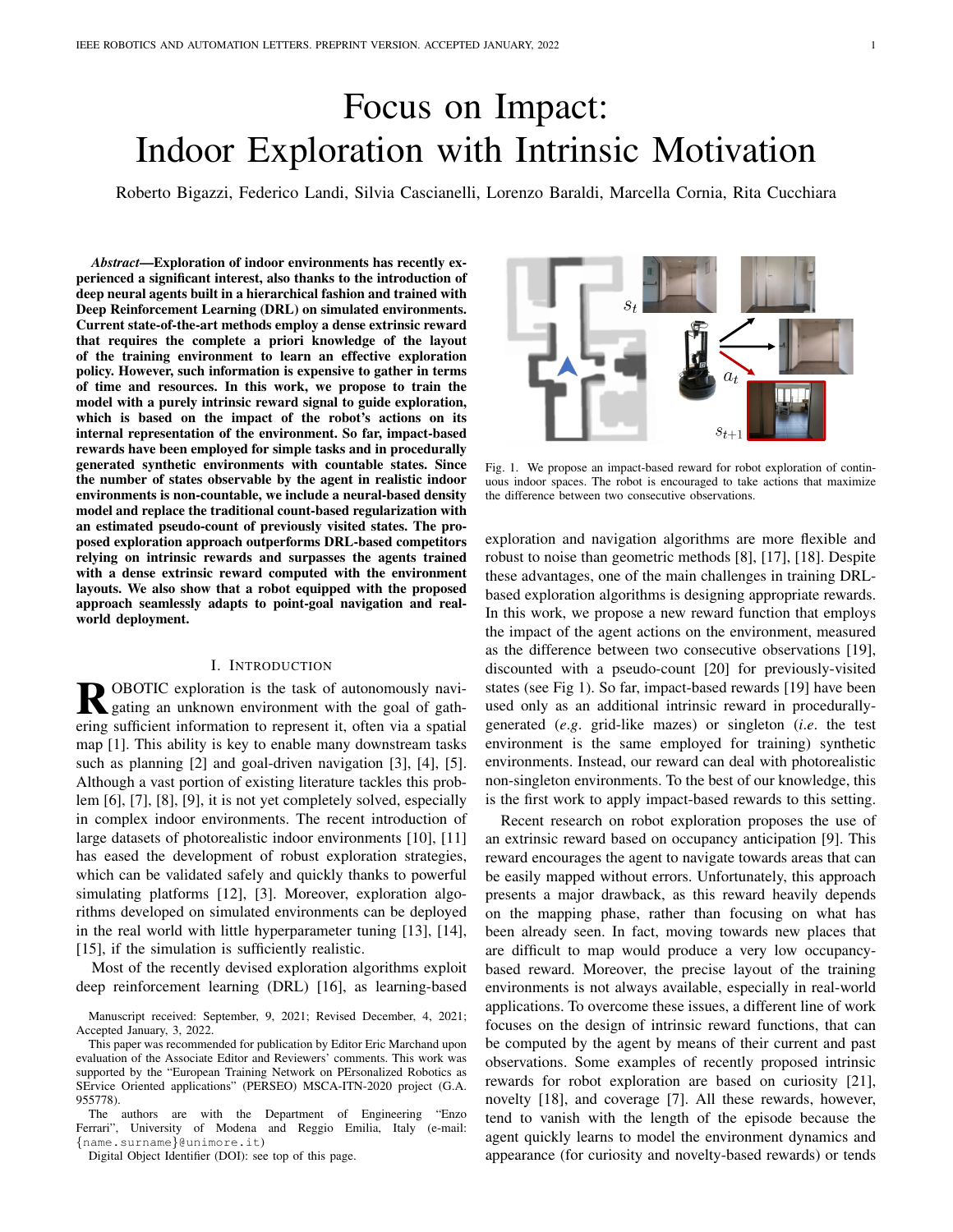# Focus on Impact: Indoor Exploration with Intrinsic Motivation

Roberto Bigazzi, Federico Landi, Silvia Cascianelli, Lorenzo Baraldi, Marcella Cornia, Rita Cucchiara

***Abstract*—Exploration of indoor environments has recently experienced a significant interest, also thanks to the introduction of deep neural agents built in a hierarchical fashion and trained with Deep Reinforcement Learning (DRL) on simulated environments. Current state-of-the-art methods employ a dense extrinsic reward that requires the complete a priori knowledge of the layout of the training environment to learn an effective exploration policy. However, such information is expensive to gather in terms of time and resources. In this work, we propose to train the model with a purely intrinsic reward signal to guide exploration, which is based on the impact of the robot's actions on its internal representation of the environment. So far, impact-based rewards have been employed for simple tasks and in procedurally generated synthetic environments with countable states. Since the number of states observable by the agent in realistic indoor environments is non-countable, we include a neural-based density model and replace the traditional count-based regularization with an estimated pseudo-count of previously visited states. The proposed exploration approach outperforms DRL-based competitors relying on intrinsic rewards and surpasses the agents trained with a dense extrinsic reward computed with the environment layouts. We also show that a robot equipped with the proposed approach seamlessly adapts to point-goal navigation and real-world deployment.**

## I. Introduction

Robotic exploration is the task of autonomously navigating an unknown environment with the goal of gathering sufficient information to represent it, often via a spatial map [1]. This ability is key to enable many downstream tasks such as planning [2] and goal-driven navigation [3], [4], [5]. Although a vast portion of existing literature tackles this problem [6], [7], [8], [9], it is not yet completely solved, especially in complex indoor environments. The recent introduction of large datasets of photorealistic indoor environments [10], [11] has eased the development of robust exploration strategies, which can be validated safely and quickly thanks to powerful simulating platforms [12], [3]. Moreover, exploration algorithms developed on simulated environments can be deployed in the real world with little hyperparameter tuning [13], [14], [15], if the simulation is sufficiently realistic.

Most of the recently devised exploration algorithms exploit deep reinforcement learning (DRL) [16], as learning-based exploration and navigation algorithms are more flexible and robust to noise than geometric methods [8], [17], [18]. Despite these advantages, one of the main challenges in training DRL-based exploration algorithms is designing appropriate rewards. In this work, we propose a new reward function that employs the impact of the agent actions on the environment, measured as the difference between two consecutive observations [19], discounted with a pseudo-count [20] for previously-visited states (see Fig 1). So far, impact-based rewards [19] have been used only as an additional intrinsic reward in procedurally-generated (*e.g.* grid-like mazes) or singleton (*i.e.* the test environment is the same employed for training) synthetic environments. Instead, our reward can deal with photorealistic non-singleton environments. To the best of our knowledge, this is the first work to apply impact-based rewards to this setting.

Fig. 1. We propose an impact-based reward for robot exploration of continuous indoor spaces. The robot is encouraged to take actions that maximize the difference between two consecutive observations.

Recent research on robot exploration proposes the use of an extrinsic reward based on occupancy anticipation [9]. This reward encourages the agent to navigate towards areas that can be easily mapped without errors. Unfortunately, this approach presents a major drawback, as this reward heavily depends on the mapping phase, rather than focusing on what has been already seen. In fact, moving towards new places that are difficult to map would produce a very low occupancy-based reward. Moreover, the precise layout of the training environments is not always available, especially in real-world applications. To overcome these issues, a different line of work focuses on the design of intrinsic reward functions, that can be computed by the agent by means of their current and past observations. Some examples of recently proposed intrinsic rewards for robot exploration are based on curiosity [21], novelty [18], and coverage [7]. All these rewards, however, tend to vanish with the length of the episode because the agent quickly learns to model the environment dynamics and appearance (for curiosity and novelty-based rewards) or tends

Manuscript received: September, 9, 2021; Revised December, 4, 2021; Accepted January, 3, 2022.

This paper was recommended for publication by Editor Eric Marchand upon evaluation of the Associate Editor and Reviewers' comments. This work was supported by the "European Training Network on PErsonalized Robotics as SErvice Oriented applications" (PERSEO) MSCA-ITN-2020 project (G.A. 955778).

The authors are with the Department of Engineering "Enzo Ferrari", University of Modena and Reggio Emilia, Italy (e-mail: {name.surname}@unimore.it)

Digital Object Identifier (DOI): see top of this page.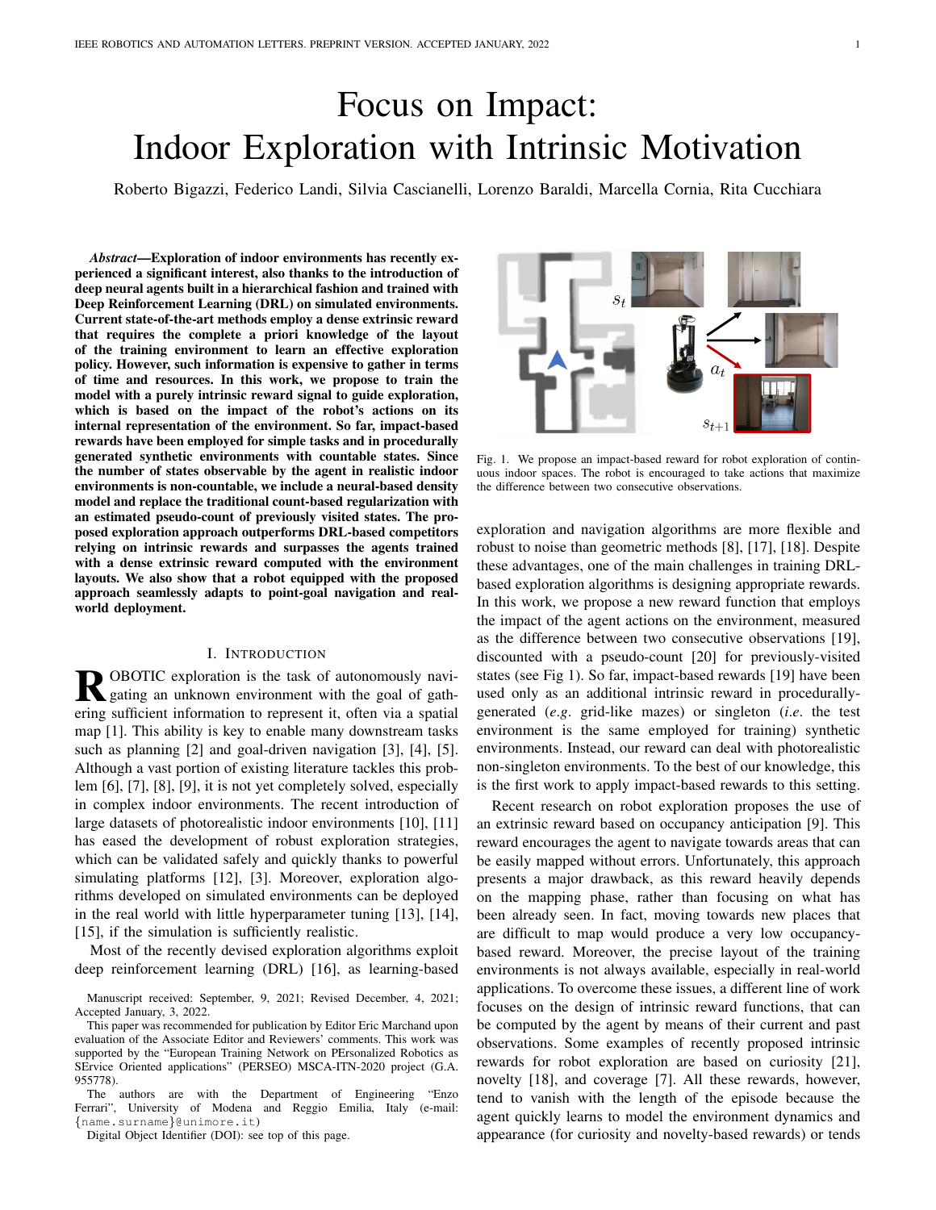# Focus on Impact: Indoor Exploration with Intrinsic Motivation

Roberto Bigazzi, Federico Landi, Silvia Cascianelli, Lorenzo Baraldi, Marcella Cornia, Rita Cucchiara

***Abstract*—Exploration of indoor environments has recently experienced a significant interest, also thanks to the introduction of deep neural agents built in a hierarchical fashion and trained with Deep Reinforcement Learning (DRL) on simulated environments. Current state-of-the-art methods employ a dense extrinsic reward that requires the complete a priori knowledge of the layout of the training environment to learn an effective exploration policy. However, such information is expensive to gather in terms of time and resources. In this work, we propose to train the model with a purely intrinsic reward signal to guide exploration, which is based on the impact of the robot's actions on its internal representation of the environment. So far, impact-based rewards have been employed for simple tasks and in procedurally generated synthetic environments with countable states. Since the number of states observable by the agent in realistic indoor environments is non-countable, we include a neural-based density model and replace the traditional count-based regularization with an estimated pseudo-count of previously visited states. The proposed exploration approach outperforms DRL-based competitors relying on intrinsic rewards and surpasses the agents trained with a dense extrinsic reward computed with the environment layouts. We also show that a robot equipped with the proposed approach seamlessly adapts to point-goal navigation and real-world deployment.**

Fig. 1. We propose an impact-based reward for robot exploration of continuous indoor spaces. The robot is encouraged to take actions that maximize the difference between two consecutive observations.

## I. INTRODUCTION

ROBOTIC exploration is the task of autonomously navigating an unknown environment with the goal of gathering sufficient information to represent it, often via a spatial map [1]. This ability is key to enable many downstream tasks such as planning [2] and goal-driven navigation [3], [4], [5]. Although a vast portion of existing literature tackles this problem [6], [7], [8], [9], it is not yet completely solved, especially in complex indoor environments. The recent introduction of large datasets of photorealistic indoor environments [10], [11] has eased the development of robust exploration strategies, which can be validated safely and quickly thanks to powerful simulating platforms [12], [3]. Moreover, exploration algorithms developed on simulated environments can be deployed in the real world with little hyperparameter tuning [13], [14], [15], if the simulation is sufficiently realistic.

Most of the recently devised exploration algorithms exploit deep reinforcement learning (DRL) [16], as learning-based exploration and navigation algorithms are more flexible and robust to noise than geometric methods [8], [17], [18]. Despite these advantages, one of the main challenges in training DRL-based exploration algorithms is designing appropriate rewards. In this work, we propose a new reward function that employs the impact of the agent actions on the environment, measured as the difference between two consecutive observations [19], discounted with a pseudo-count [20] for previously-visited states (see Fig 1). So far, impact-based rewards [19] have been used only as an additional intrinsic reward in procedurally-generated (*e.g.* grid-like mazes) or singleton (*i.e.* the test environment is the same employed for training) synthetic environments. Instead, our reward can deal with photorealistic non-singleton environments. To the best of our knowledge, this is the first work to apply impact-based rewards to this setting.

Recent research on robot exploration proposes the use of an extrinsic reward based on occupancy anticipation [9]. This reward encourages the agent to navigate towards areas that can be easily mapped without errors. Unfortunately, this approach presents a major drawback, as this reward heavily depends on the mapping phase, rather than focusing on what has been already seen. In fact, moving towards new places that are difficult to map would produce a very low occupancy-based reward. Moreover, the precise layout of the training environments is not always available, especially in real-world applications. To overcome these issues, a different line of work focuses on the design of intrinsic reward functions, that can be computed by the agent by means of their current and past observations. Some examples of recently proposed intrinsic rewards for robot exploration are based on curiosity [21], novelty [18], and coverage [7]. All these rewards, however, tend to vanish with the length of the episode because the agent quickly learns to model the environment dynamics and appearance (for curiosity and novelty-based rewards) or tends

Manuscript received: September, 9, 2021; Revised December, 4, 2021; Accepted January, 3, 2022.

This paper was recommended for publication by Editor Eric Marchand upon evaluation of the Associate Editor and Reviewers' comments. This work was supported by the "European Training Network on PErsonalized Robotics as SErvice Oriented applications" (PERSEO) MSCA-ITN-2020 project (G.A. 955778).

The authors are with the Department of Engineering "Enzo Ferrari", University of Modena and Reggio Emilia, Italy (e-mail: {name.surname}@unimore.it)

Digital Object Identifier (DOI): see top of this page.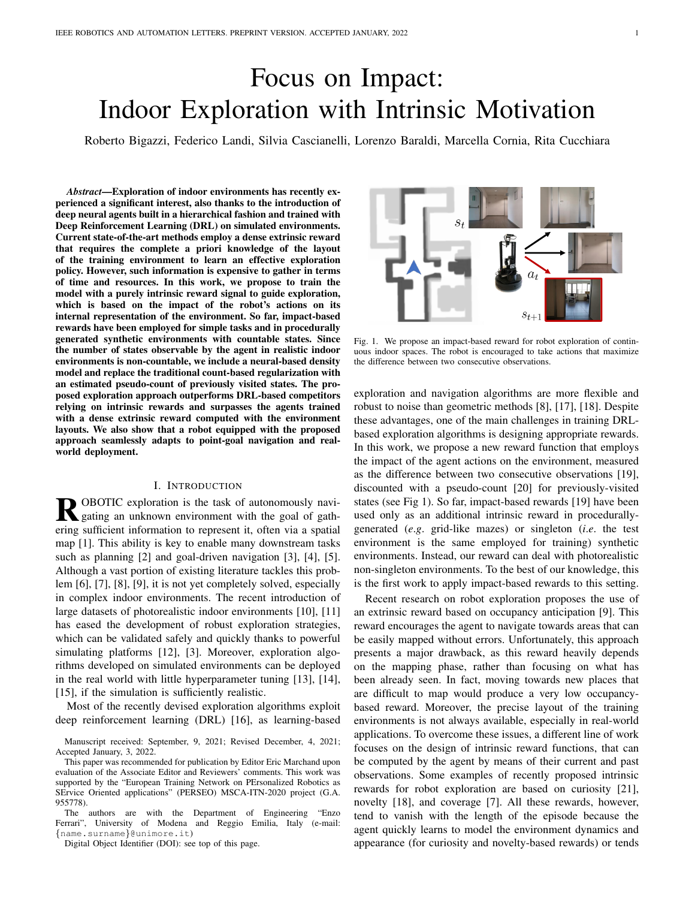# Focus on Impact: Indoor Exploration with Intrinsic Motivation

Roberto Bigazzi, Federico Landi, Silvia Cascianelli, Lorenzo Baraldi, Marcella Cornia, Rita Cucchiara

***Abstract*—Exploration of indoor environments has recently experienced a significant interest, also thanks to the introduction of deep neural agents built in a hierarchical fashion and trained with Deep Reinforcement Learning (DRL) on simulated environments. Current state-of-the-art methods employ a dense extrinsic reward that requires the complete a priori knowledge of the layout of the training environment to learn an effective exploration policy. However, such information is expensive to gather in terms of time and resources. In this work, we propose to train the model with a purely intrinsic reward signal to guide exploration, which is based on the impact of the robot's actions on its internal representation of the environment. So far, impact-based rewards have been employed for simple tasks and in procedurally generated synthetic environments with countable states. Since the number of states observable by the agent in realistic indoor environments is non-countable, we include a neural-based density model and replace the traditional count-based regularization with an estimated pseudo-count of previously visited states. The proposed exploration approach outperforms DRL-based competitors relying on intrinsic rewards and surpasses the agents trained with a dense extrinsic reward computed with the environment layouts. We also show that a robot equipped with the proposed approach seamlessly adapts to point-goal navigation and real-world deployment.**

## I. Introduction

Robotic exploration is the task of autonomously navigating an unknown environment with the goal of gathering sufficient information to represent it, often via a spatial map [1]. This ability is key to enable many downstream tasks such as planning [2] and goal-driven navigation [3], [4], [5]. Although a vast portion of existing literature tackles this problem [6], [7], [8], [9], it is not yet completely solved, especially in complex indoor environments. The recent introduction of large datasets of photorealistic indoor environments [10], [11] has eased the development of robust exploration strategies, which can be validated safely and quickly thanks to powerful simulating platforms [12], [3]. Moreover, exploration algorithms developed on simulated environments can be deployed in the real world with little hyperparameter tuning [13], [14], [15], if the simulation is sufficiently realistic.

Most of the recently devised exploration algorithms exploit deep reinforcement learning (DRL) [16], as learning-based exploration and navigation algorithms are more flexible and robust to noise than geometric methods [8], [17], [18]. Despite these advantages, one of the main challenges in training DRL-based exploration algorithms is designing appropriate rewards. In this work, we propose a new reward function that employs the impact of the agent actions on the environment, measured as the difference between two consecutive observations [19], discounted with a pseudo-count [20] for previously-visited states (see Fig 1). So far, impact-based rewards [19] have been used only as an additional intrinsic reward in procedurally-generated (*e.g.* grid-like mazes) or singleton (*i.e.* the test environment is the same employed for training) synthetic environments. Instead, our reward can deal with photorealistic non-singleton environments. To the best of our knowledge, this is the first work to apply impact-based rewards to this setting.

Recent research on robot exploration proposes the use of an extrinsic reward based on occupancy anticipation [9]. This reward encourages the agent to navigate towards areas that can be easily mapped without errors. Unfortunately, this approach presents a major drawback, as this reward heavily depends on the mapping phase, rather than focusing on what has been already seen. In fact, moving towards new places that are difficult to map would produce a very low occupancy-based reward. Moreover, the precise layout of the training environments is not always available, especially in real-world applications. To overcome these issues, a different line of work focuses on the design of intrinsic reward functions, that can be computed by the agent by means of their current and past observations. Some examples of recently proposed intrinsic rewards for robot exploration are based on curiosity [21], novelty [18], and coverage [7]. All these rewards, however, tend to vanish with the length of the episode because the agent quickly learns to model the environment dynamics and appearance (for curiosity and novelty-based rewards) or tends

$s_t$

$a_t$

$s_{t+1}$

Fig. 1. We propose an impact-based reward for robot exploration of continuous indoor spaces. The robot is encouraged to take actions that maximize the difference between two consecutive observations.

Manuscript received: September, 9, 2021; Revised December, 4, 2021; Accepted January, 3, 2022.

This paper was recommended for publication by Editor Eric Marchand upon evaluation of the Associate Editor and Reviewers' comments. This work was supported by the "European Training Network on PErsonalized Robotics as SErvice Oriented applications" (PERSEO) MSCA-ITN-2020 project (G.A. 955778).

The authors are with the Department of Engineering "Enzo Ferrari", University of Modena and Reggio Emilia, Italy (e-mail: {name.surname}@unimore.it)

Digital Object Identifier (DOI): see top of this page.